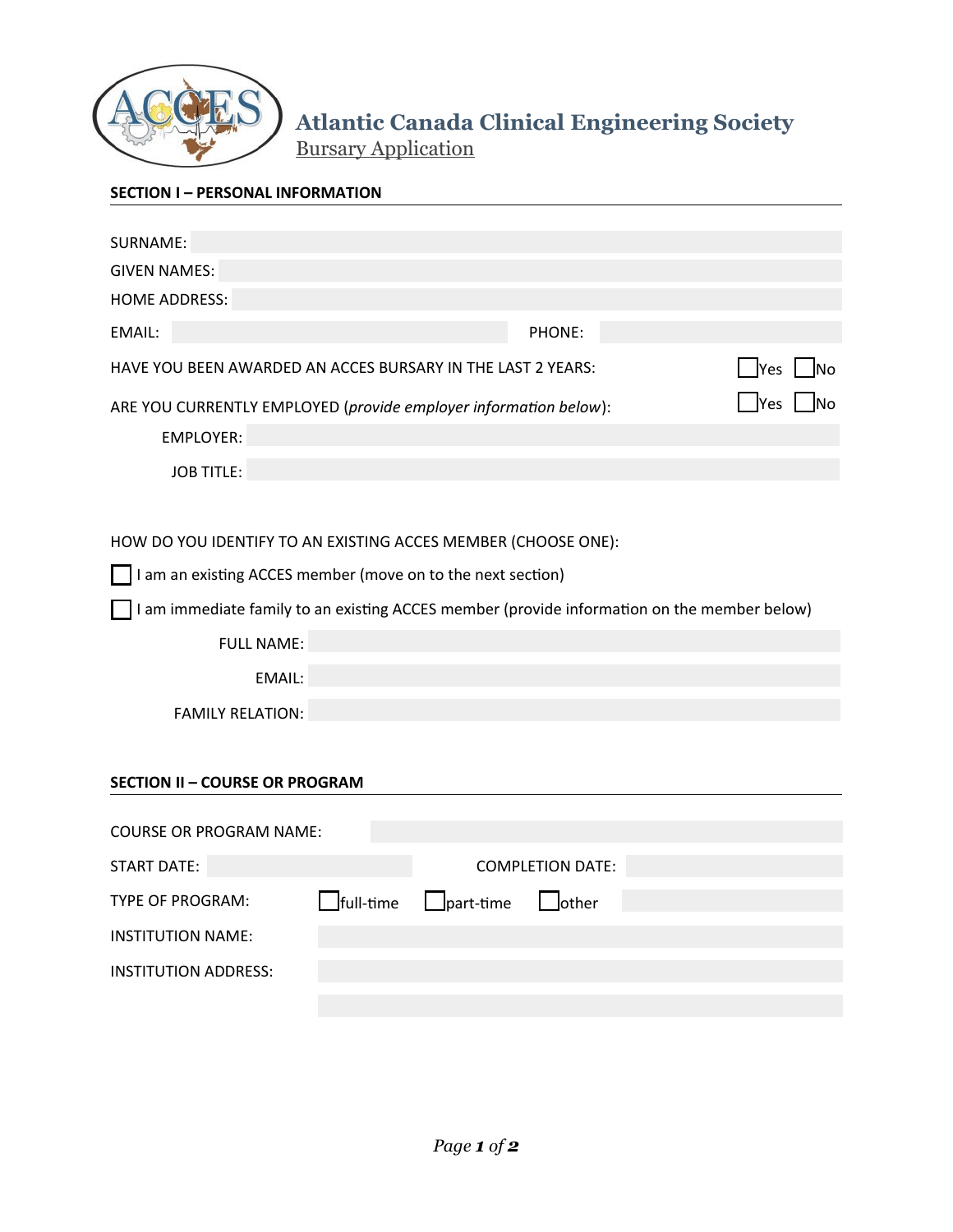# Atlantic Canada Clinical Engineering Society

Bursary Application

## SECTION I – PERSONAL INFORMATION

SURNAME:

GIVEN NAMES:

HOME ADDRESS:

EMAIL: PHONE:

HAVE YOU BEEN AWARDED AN ACCES BURSARY IN THE LAST 2 YEARS: ☐ Yes ☐ No

ARE YOU CURRENTLY EMPLOYED (*provide employer information below*): ☐ Yes ☐ No

EMPLOYER:

JOB TITLE:

HOW DO YOU IDENTIFY TO AN EXISTING ACCES MEMBER (CHOOSE ONE):

☐ I am an existing ACCES member (move on to the next section)

☐ I am immediate family to an existing ACCES member (provide information on the member below)

FULL NAME:

EMAIL:

FAMILY RELATION:

## SECTION II – COURSE OR PROGRAM

COURSE OR PROGRAM NAME:

START DATE: COMPLETION DATE:

TYPE OF PROGRAM: ☐ full-time ☐ part-time ☐ other

INSTITUTION NAME:

INSTITUTION ADDRESS: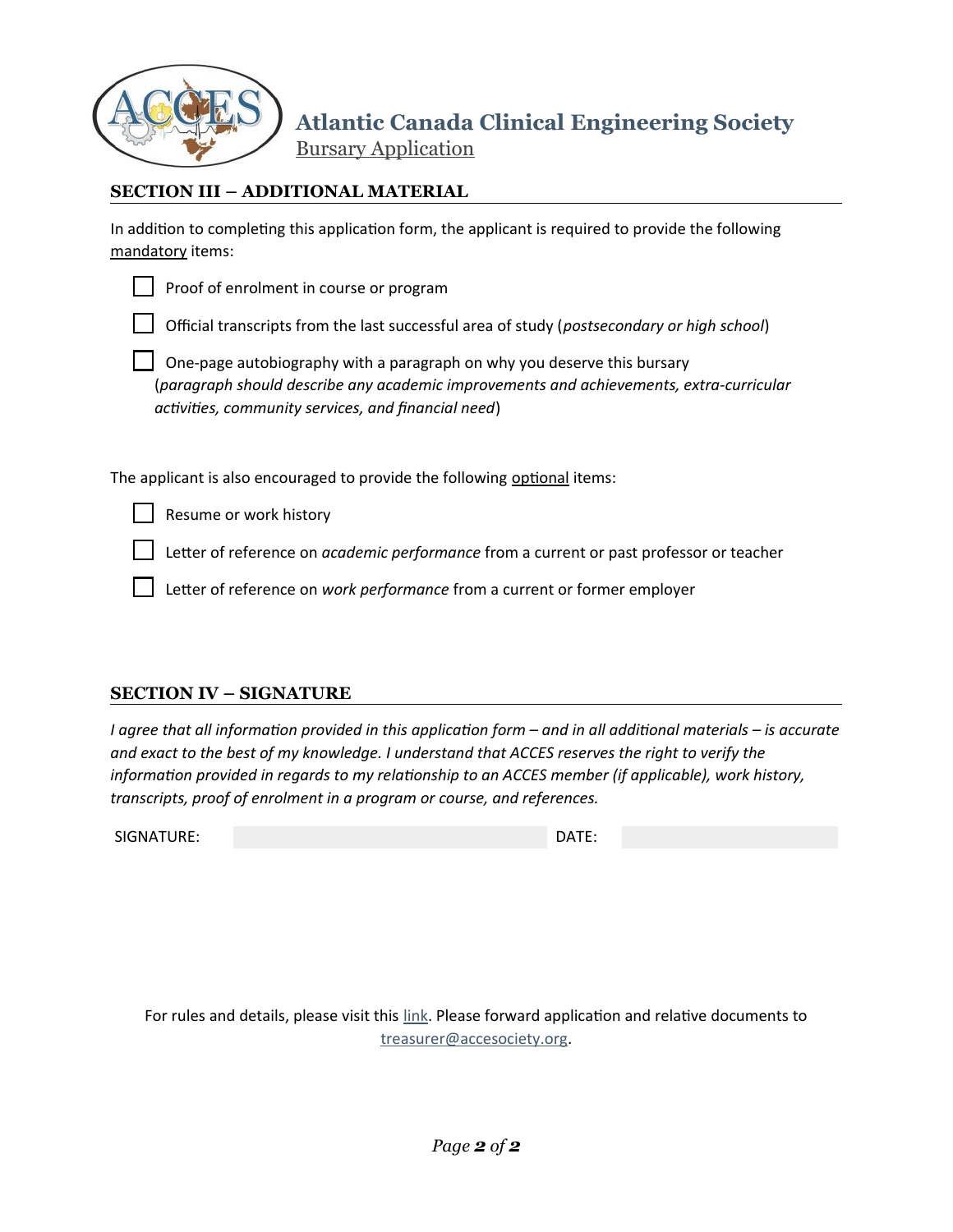**Atlantic Canada Clinical Engineering Society**
Bursary Application

## SECTION III – ADDITIONAL MATERIAL

In addition to completing this application form, the applicant is required to provide the following mandatory items:

- [ ] Proof of enrolment in course or program
- [ ] Official transcripts from the last successful area of study (*postsecondary or high school*)
- [ ] One-page autobiography with a paragraph on why you deserve this bursary (*paragraph should describe any academic improvements and achievements, extra-curricular activities, community services, and financial need*)

The applicant is also encouraged to provide the following optional items:

- [ ] Resume or work history
- [ ] Letter of reference on *academic performance* from a current or past professor or teacher
- [ ] Letter of reference on *work performance* from a current or former employer

## SECTION IV – SIGNATURE

*I agree that all information provided in this application form – and in all additional materials – is accurate and exact to the best of my knowledge. I understand that ACCES reserves the right to verify the information provided in regards to my relationship to an ACCES member (if applicable), work history, transcripts, proof of enrolment in a program or course, and references.*

SIGNATURE: ____________________ DATE: ____________________

For rules and details, please visit this link. Please forward application and relative documents to treasurer@accesociety.org.